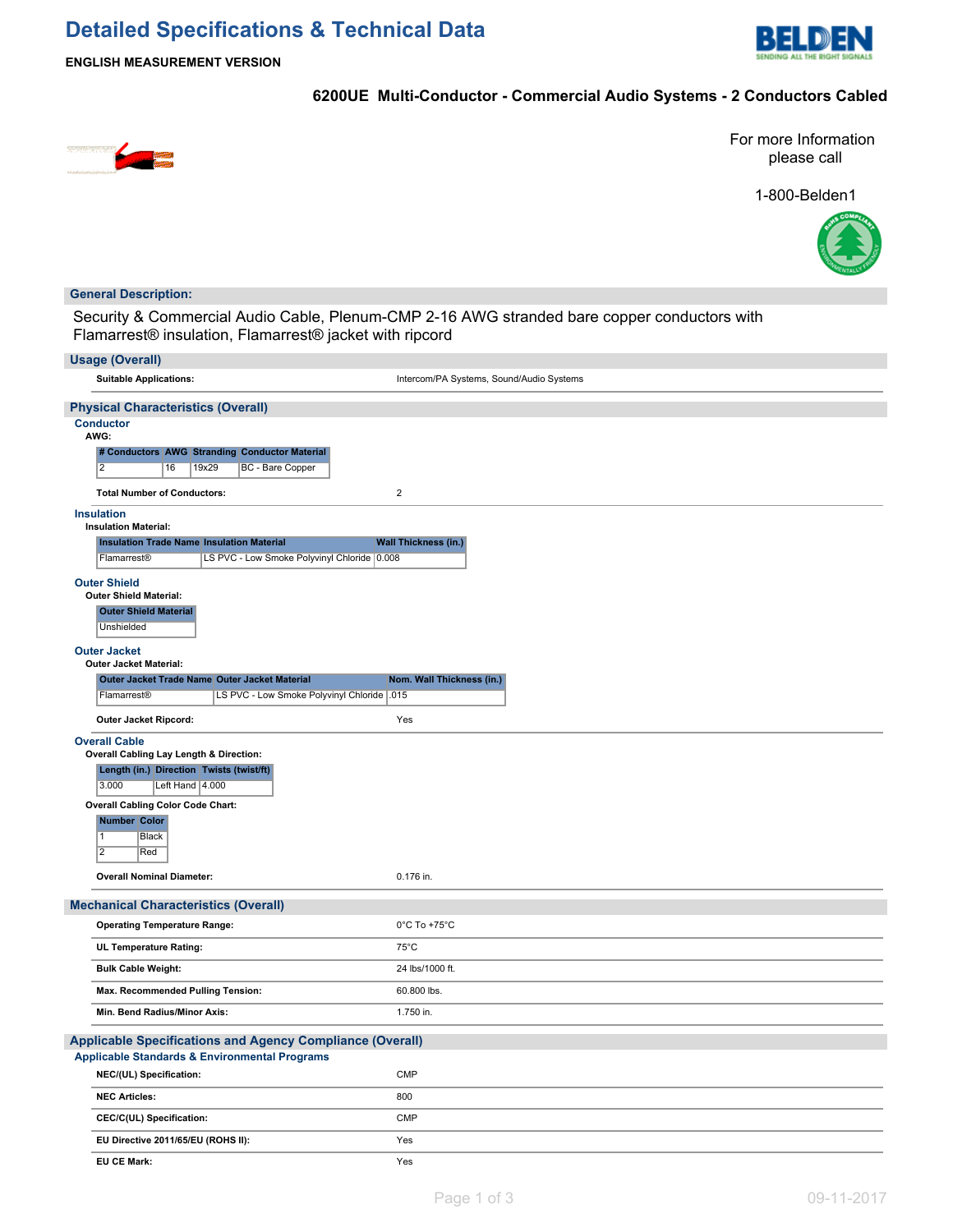# Detailed Specifications & Technical Data

**ENGLISH MEASUREMENT VERSION**

## 6200UE Multi-Conductor - Commercial Audio Systems - 2 Conductors Cabled

For more Information please call

1-800-Belden1

## General Description:

Security & Commercial Audio Cable, Plenum-CMP 2-16 AWG stranded bare copper conductors with Flamarrest® insulation, Flamarrest® jacket with ripcord

## Usage (Overall)

| | |
|---|---|
| **Suitable Applications:** | Intercom/PA Systems, Sound/Audio Systems |

## Physical Characteristics (Overall)

### Conductor

**AWG:**

| # Conductors | AWG | Stranding | Conductor Material |
|---|---|---|---|
| 2 | 16 | 19x29 | BC - Bare Copper |

| | |
|---|---|
| **Total Number of Conductors:** | 2 |

### Insulation

**Insulation Material:**

| Insulation Trade Name | Insulation Material | Wall Thickness (in.) |
|---|---|---|
| Flamarrest® | LS PVC - Low Smoke Polyvinyl Chloride | 0.008 |

### Outer Shield

**Outer Shield Material:**

| Outer Shield Material |
|---|
| Unshielded |

### Outer Jacket

**Outer Jacket Material:**

| Outer Jacket Trade Name | Outer Jacket Material | Nom. Wall Thickness (in.) |
|---|---|---|
| Flamarrest® | LS PVC - Low Smoke Polyvinyl Chloride | .015 |

| | |
|---|---|
| **Outer Jacket Ripcord:** | Yes |

### Overall Cable

**Overall Cabling Lay Length & Direction:**

| Length (in.) | Direction | Twists (twist/ft) |
|---|---|---|
| 3.000 | Left Hand | 4.000 |

**Overall Cabling Color Code Chart:**

| Number | Color |
|---|---|
| 1 | Black |
| 2 | Red |

| | |
|---|---|
| **Overall Nominal Diameter:** | 0.176 in. |

## Mechanical Characteristics (Overall)

| | |
|---|---|
| **Operating Temperature Range:** | 0°C To +75°C |
| **UL Temperature Rating:** | 75°C |
| **Bulk Cable Weight:** | 24 lbs/1000 ft. |
| **Max. Recommended Pulling Tension:** | 60.800 lbs. |
| **Min. Bend Radius/Minor Axis:** | 1.750 in. |

## Applicable Specifications and Agency Compliance (Overall)

### Applicable Standards & Environmental Programs

| | |
|---|---|
| **NEC/(UL) Specification:** | CMP |
| **NEC Articles:** | 800 |
| **CEC/C(UL) Specification:** | CMP |
| **EU Directive 2011/65/EU (ROHS II):** | Yes |
| **EU CE Mark:** | Yes |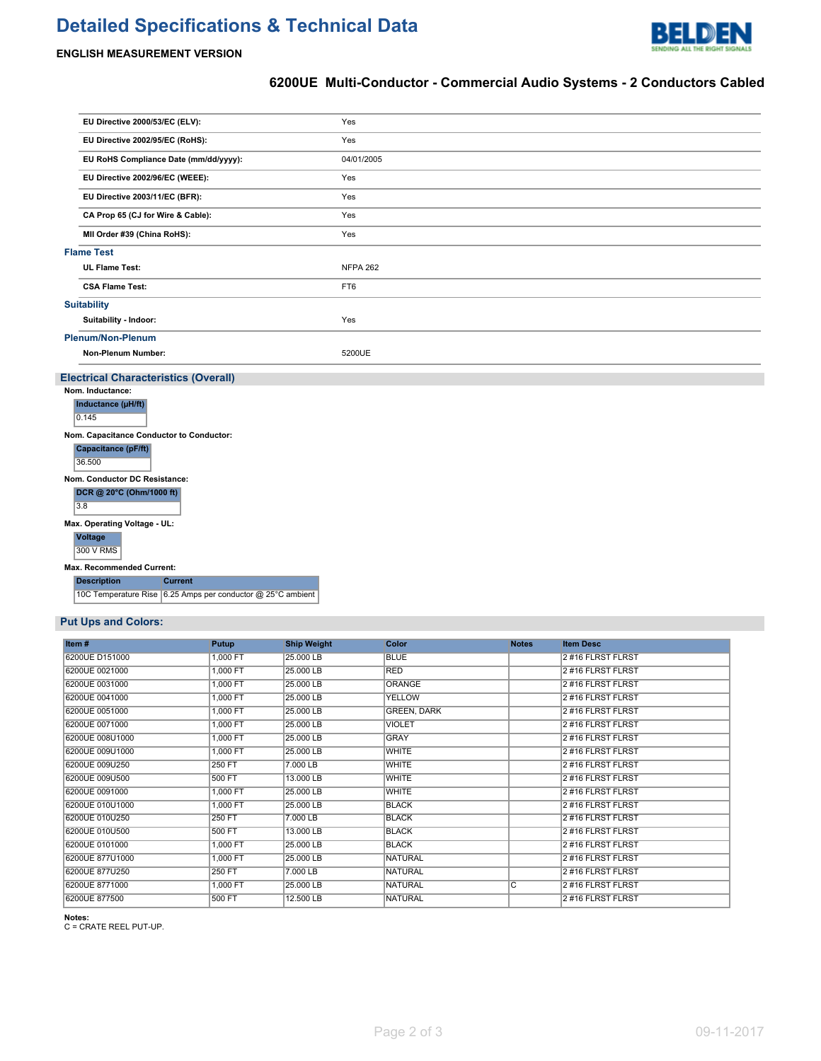# Detailed Specifications & Technical Data

**ENGLISH MEASUREMENT VERSION**

## 6200UE Multi-Conductor - Commercial Audio Systems - 2 Conductors Cabled

| | |
|---|---|
| **EU Directive 2000/53/EC (ELV):** | Yes |
| **EU Directive 2002/95/EC (RoHS):** | Yes |
| **EU RoHS Compliance Date (mm/dd/yyyy):** | 04/01/2005 |
| **EU Directive 2002/96/EC (WEEE):** | Yes |
| **EU Directive 2003/11/EC (BFR):** | Yes |
| **CA Prop 65 (CJ for Wire & Cable):** | Yes |
| **MII Order #39 (China RoHS):** | Yes |

### Flame Test

| | |
|---|---|
| **UL Flame Test:** | NFPA 262 |
| **CSA Flame Test:** | FT6 |

### Suitability

| | |
|---|---|
| **Suitability - Indoor:** | Yes |

### Plenum/Non-Plenum

| | |
|---|---|
| **Non-Plenum Number:** | 5200UE |

## Electrical Characteristics (Overall)

**Nom. Inductance:**

| Inductance (µH/ft) |
|---|
| 0.145 |

**Nom. Capacitance Conductor to Conductor:**

| Capacitance (pF/ft) |
|---|
| 36.500 |

**Nom. Conductor DC Resistance:**

| DCR @ 20°C (Ohm/1000 ft) |
|---|
| 3.8 |

**Max. Operating Voltage - UL:**

| Voltage |
|---|
| 300 V RMS |

**Max. Recommended Current:**

| Description | Current |
|---|---|
| 10C Temperature Rise | 6.25 Amps per conductor @ 25°C ambient |

## Put Ups and Colors:

| Item # | Putup | Ship Weight | Color | Notes | Item Desc |
|---|---|---|---|---|---|
| 6200UE D151000 | 1,000 FT | 25.000 LB | BLUE | | 2 #16 FLRST FLRST |
| 6200UE 0021000 | 1,000 FT | 25.000 LB | RED | | 2 #16 FLRST FLRST |
| 6200UE 0031000 | 1,000 FT | 25.000 LB | ORANGE | | 2 #16 FLRST FLRST |
| 6200UE 0041000 | 1,000 FT | 25.000 LB | YELLOW | | 2 #16 FLRST FLRST |
| 6200UE 0051000 | 1,000 FT | 25.000 LB | GREEN, DARK | | 2 #16 FLRST FLRST |
| 6200UE 0071000 | 1,000 FT | 25.000 LB | VIOLET | | 2 #16 FLRST FLRST |
| 6200UE 008U1000 | 1,000 FT | 25.000 LB | GRAY | | 2 #16 FLRST FLRST |
| 6200UE 009U1000 | 1,000 FT | 25.000 LB | WHITE | | 2 #16 FLRST FLRST |
| 6200UE 009U250 | 250 FT | 7.000 LB | WHITE | | 2 #16 FLRST FLRST |
| 6200UE 009U500 | 500 FT | 13.000 LB | WHITE | | 2 #16 FLRST FLRST |
| 6200UE 0091000 | 1,000 FT | 25.000 LB | WHITE | | 2 #16 FLRST FLRST |
| 6200UE 010U1000 | 1,000 FT | 25.000 LB | BLACK | | 2 #16 FLRST FLRST |
| 6200UE 010U250 | 250 FT | 7.000 LB | BLACK | | 2 #16 FLRST FLRST |
| 6200UE 010U500 | 500 FT | 13.000 LB | BLACK | | 2 #16 FLRST FLRST |
| 6200UE 0101000 | 1,000 FT | 25.000 LB | BLACK | | 2 #16 FLRST FLRST |
| 6200UE 877U1000 | 1,000 FT | 25.000 LB | NATURAL | | 2 #16 FLRST FLRST |
| 6200UE 877U250 | 250 FT | 7.000 LB | NATURAL | | 2 #16 FLRST FLRST |
| 6200UE 8771000 | 1,000 FT | 25.000 LB | NATURAL | C | 2 #16 FLRST FLRST |
| 6200UE 877500 | 500 FT | 12.500 LB | NATURAL | | 2 #16 FLRST FLRST |

**Notes:**
C = CRATE REEL PUT-UP.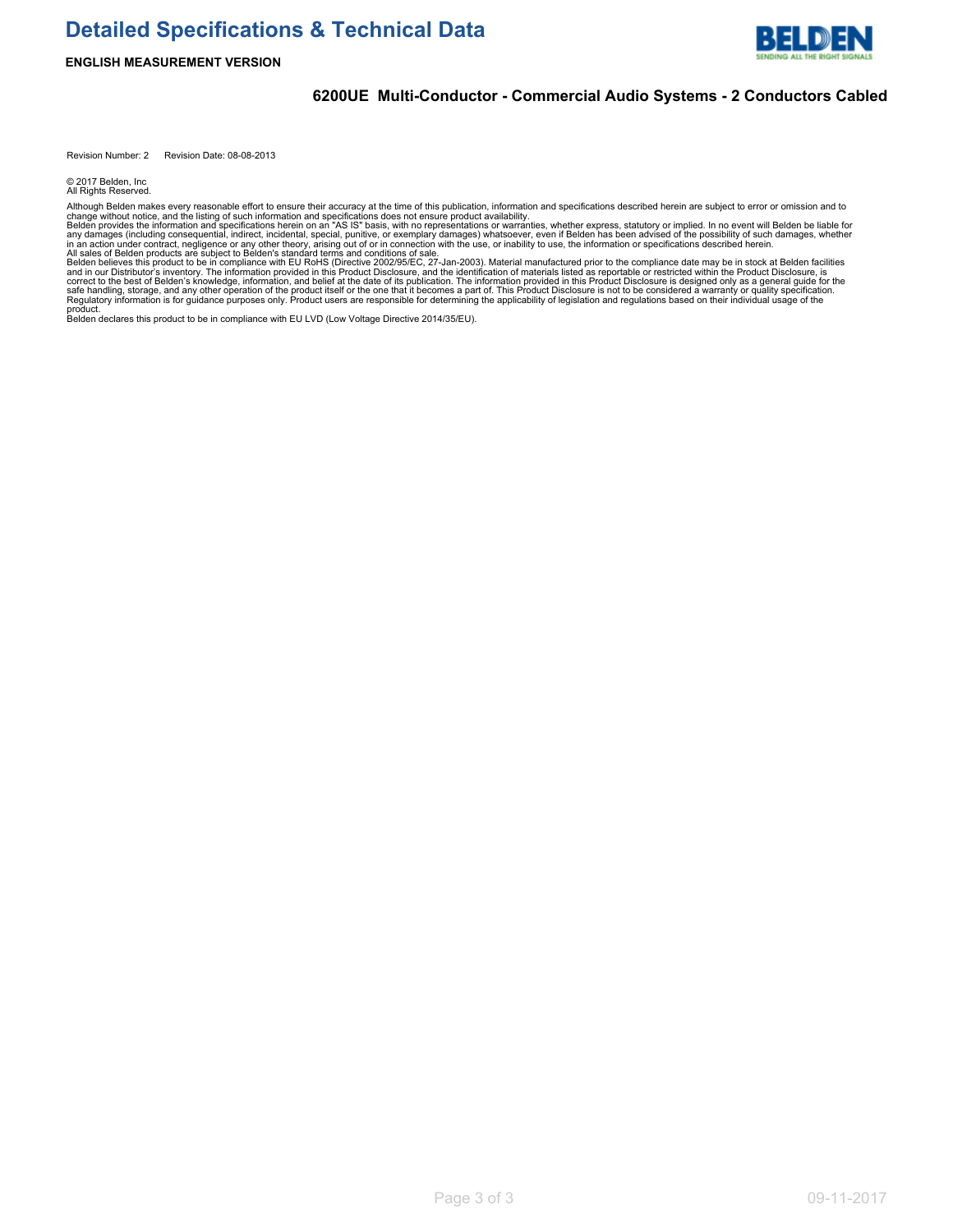Revision Number: 2 Revision Date: 08-08-2013

© 2017 Belden, Inc
All Rights Reserved.

Although Belden makes every reasonable effort to ensure their accuracy at the time of this publication, information and specifications described herein are subject to error or omission and to change without notice, and the listing of such information and specifications does not ensure product availability.
Belden provides the information and specifications herein on an "AS IS" basis, with no representations or warranties, whether express, statutory or implied. In no event will Belden be liable for any damages (including consequential, indirect, incidental, special, punitive, or exemplary damages) whatsoever, even if Belden has been advised of the possibility of such damages, whether in an action under contract, negligence or any other theory, arising out of or in connection with the use, or inability to use, the information or specifications described herein.
All sales of Belden products are subject to Belden's standard terms and conditions of sale.
Belden believes this product to be in compliance with EU RoHS (Directive 2002/95/EC, 27-Jan-2003). Material manufactured prior to the compliance date may be in stock at Belden facilities and in our Distributor's inventory. The information provided in this Product Disclosure, and the identification of materials listed as reportable or restricted within the Product Disclosure, is correct to the best of Belden's knowledge, information, and belief at the date of its publication. The information provided in this Product Disclosure is designed only as a general guide for the safe handling, storage, and any other operation of the product itself or the one that it becomes a part of. This Product Disclosure is not to be considered a warranty or quality specification. Regulatory information is for guidance purposes only. Product users are responsible for determining the applicability of legislation and regulations based on their individual usage of the product.
Belden declares this product to be in compliance with EU LVD (Low Voltage Directive 2014/35/EU).